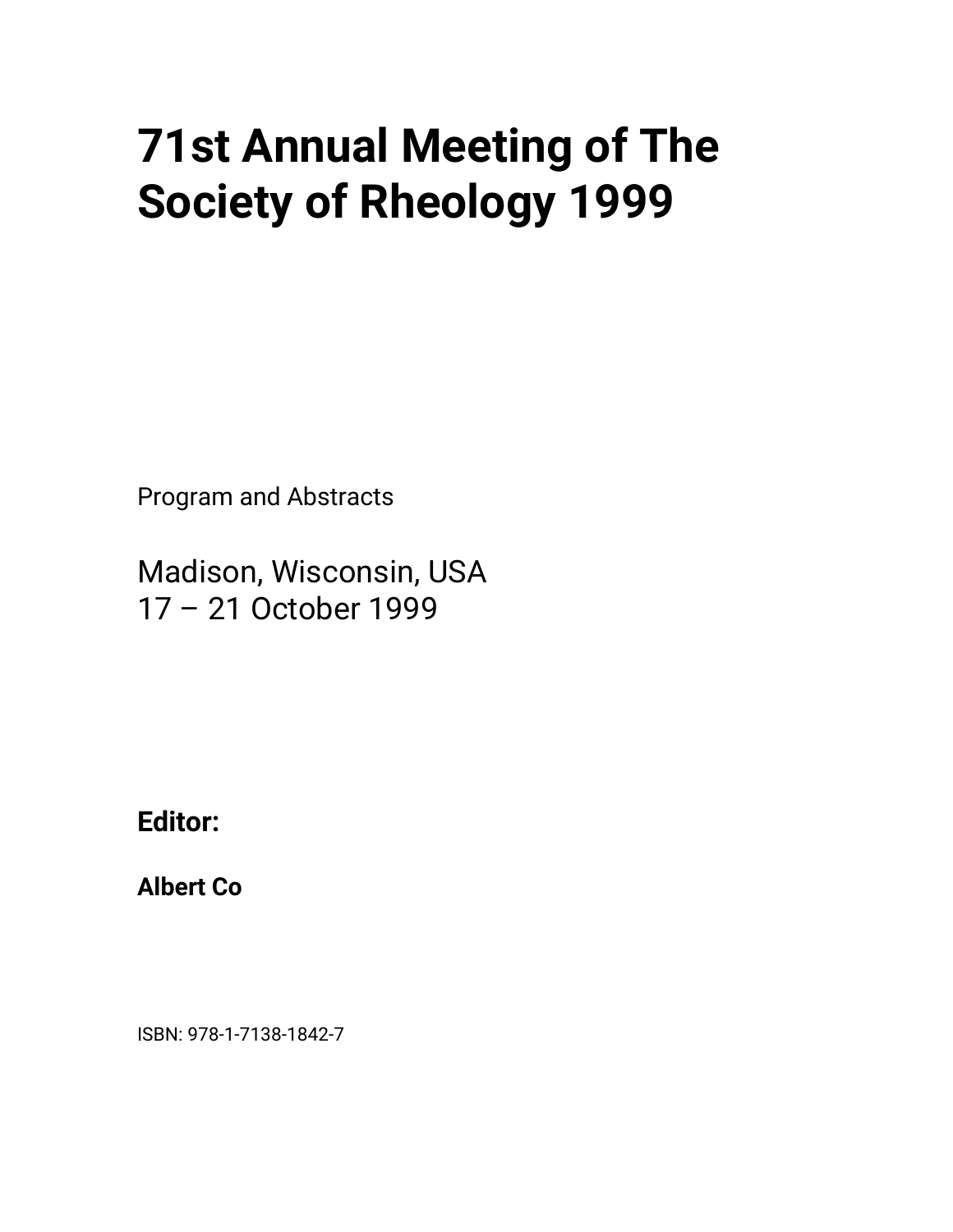# 71st Annual Meeting of The Society of Rheology 1999

Program and Abstracts

Madison, Wisconsin, USA
17 – 21 October 1999

**Editor:**

**Albert Co**

ISBN: 978-1-7138-1842-7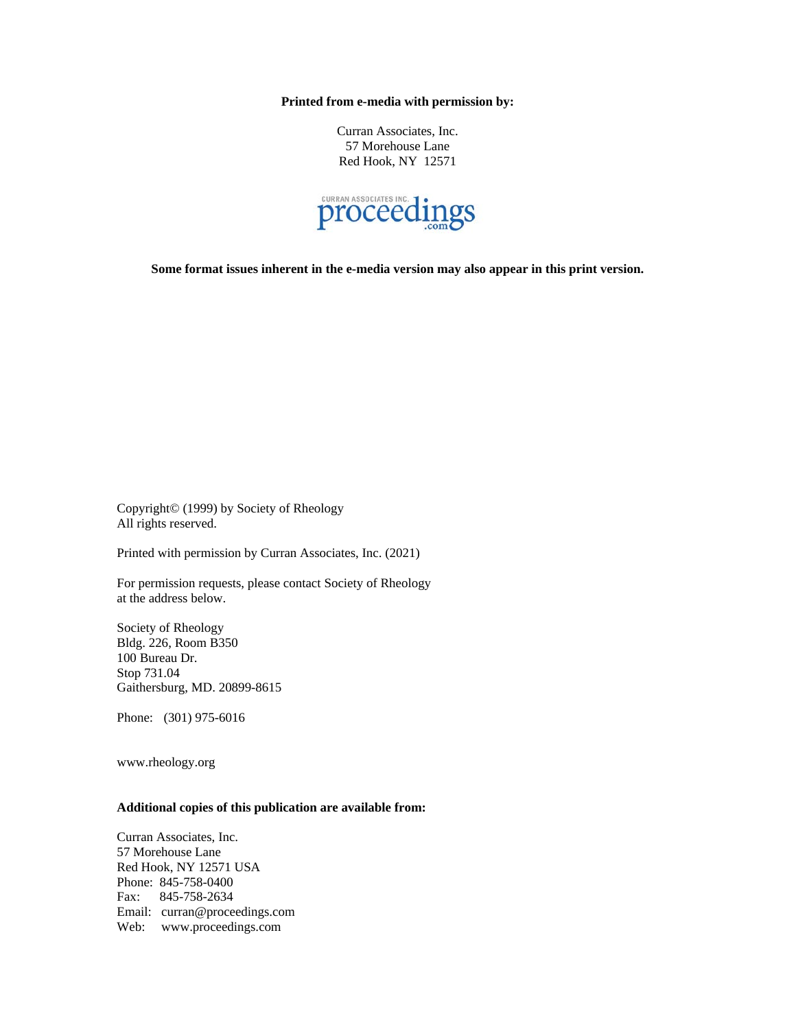**Printed from e-media with permission by:**

Curran Associates, Inc.
57 Morehouse Lane
Red Hook, NY 12571

CURRAN ASSOCIATES INC. proceedings .com

**Some format issues inherent in the e-media version may also appear in this print version.**

Copyright© (1999) by Society of Rheology
All rights reserved.

Printed with permission by Curran Associates, Inc. (2021)

For permission requests, please contact Society of Rheology
at the address below.

Society of Rheology
Bldg. 226, Room B350
100 Bureau Dr.
Stop 731.04
Gaithersburg, MD. 20899-8615

Phone: (301) 975-6016

www.rheology.org

**Additional copies of this publication are available from:**

Curran Associates, Inc.
57 Morehouse Lane
Red Hook, NY 12571 USA
Phone: 845-758-0400
Fax: 845-758-2634
Email: curran@proceedings.com
Web: www.proceedings.com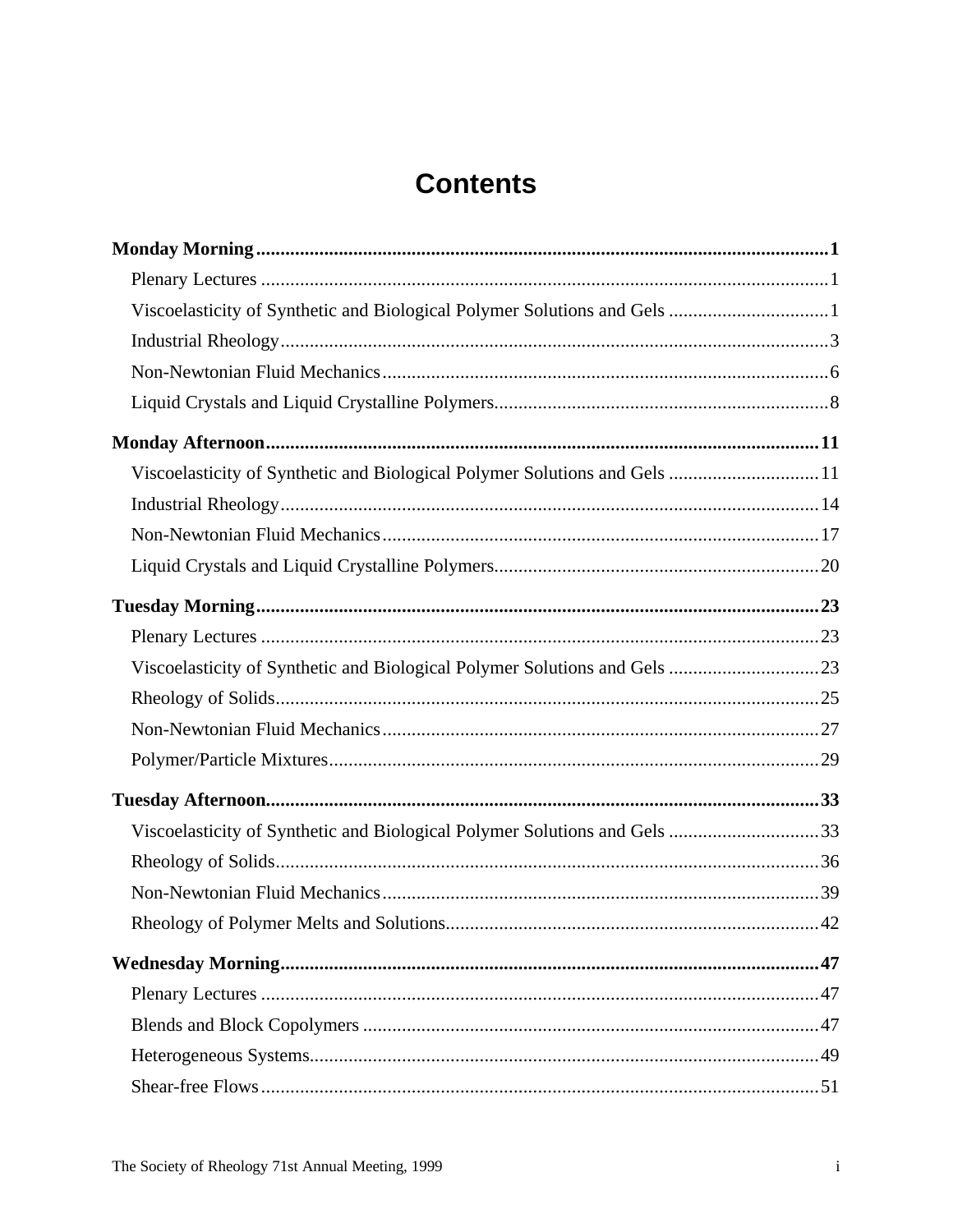# Contents

**Monday Morning .......... 1**

- Plenary Lectures .......... 1
- Viscoelasticity of Synthetic and Biological Polymer Solutions and Gels .......... 1
- Industrial Rheology .......... 3
- Non-Newtonian Fluid Mechanics .......... 6
- Liquid Crystals and Liquid Crystalline Polymers .......... 8

**Monday Afternoon .......... 11**

- Viscoelasticity of Synthetic and Biological Polymer Solutions and Gels .......... 11
- Industrial Rheology .......... 14
- Non-Newtonian Fluid Mechanics .......... 17
- Liquid Crystals and Liquid Crystalline Polymers .......... 20

**Tuesday Morning .......... 23**

- Plenary Lectures .......... 23
- Viscoelasticity of Synthetic and Biological Polymer Solutions and Gels .......... 23
- Rheology of Solids .......... 25
- Non-Newtonian Fluid Mechanics .......... 27
- Polymer/Particle Mixtures .......... 29

**Tuesday Afternoon .......... 33**

- Viscoelasticity of Synthetic and Biological Polymer Solutions and Gels .......... 33
- Rheology of Solids .......... 36
- Non-Newtonian Fluid Mechanics .......... 39
- Rheology of Polymer Melts and Solutions .......... 42

**Wednesday Morning .......... 47**

- Plenary Lectures .......... 47
- Blends and Block Copolymers .......... 47
- Heterogeneous Systems .......... 49
- Shear-free Flows .......... 51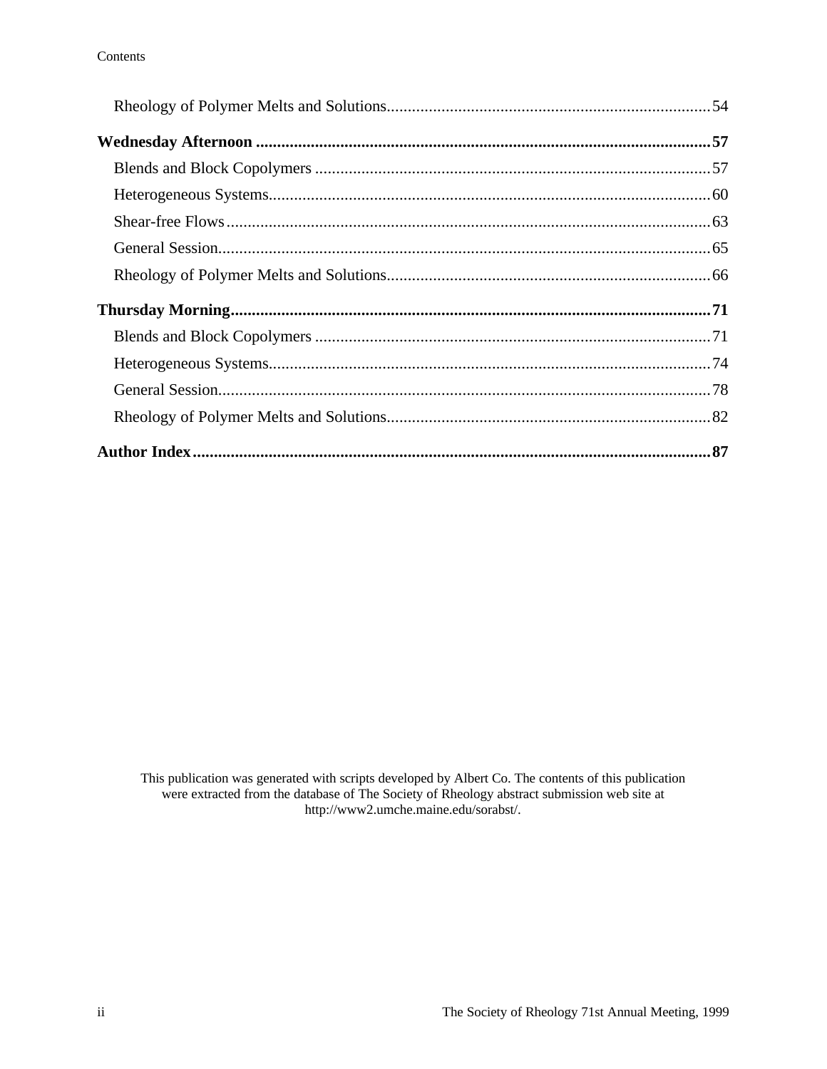Rheology of Polymer Melts and Solutions............................................................................54

**Wednesday Afternoon ...........................................................................................................57**

Blends and Block Copolymers .............................................................................................57

Heterogeneous Systems........................................................................................................60

Shear-free Flows..................................................................................................................63

General Session....................................................................................................................65

Rheology of Polymer Melts and Solutions............................................................................66

**Thursday Morning.................................................................................................................71**

Blends and Block Copolymers .............................................................................................71

Heterogeneous Systems........................................................................................................74

General Session....................................................................................................................78

Rheology of Polymer Melts and Solutions............................................................................82

**Author Index..........................................................................................................................87**

This publication was generated with scripts developed by Albert Co. The contents of this publication were extracted from the database of The Society of Rheology abstract submission web site at http://www2.umche.maine.edu/sorabst/.